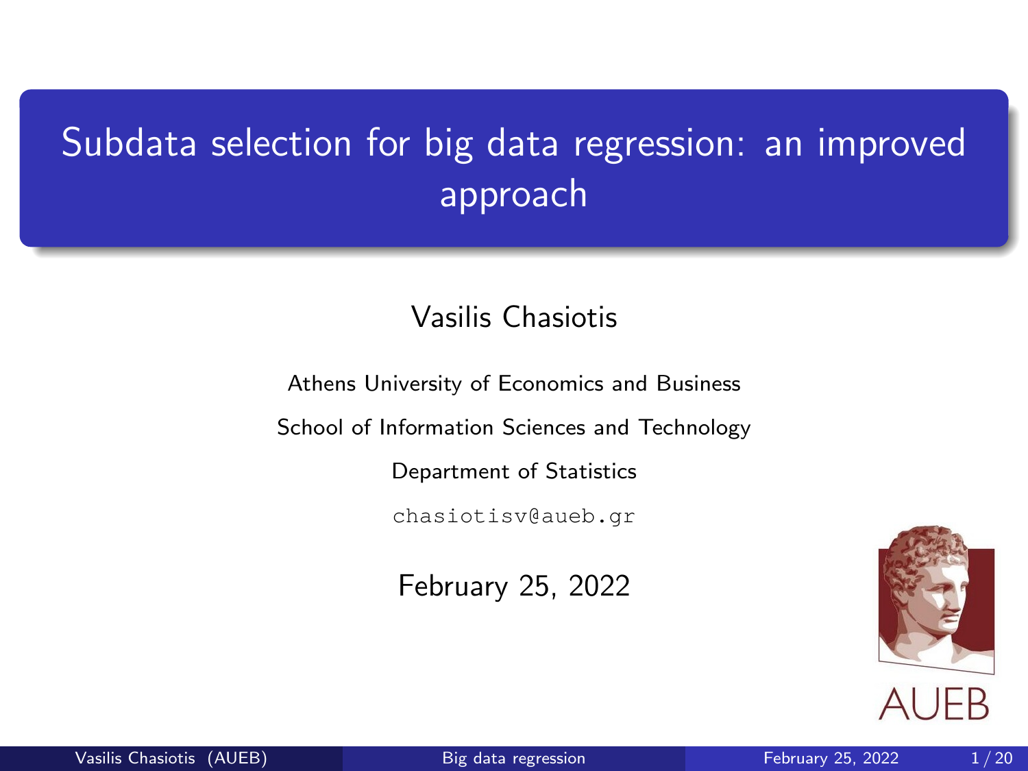# Subdata selection for big data regression: an improved approach

Vasilis Chasiotis

Athens University of Economics and Business

School of Information Sciences and Technology

Department of Statistics

chasiotisv@aueb.gr

February 25, 2022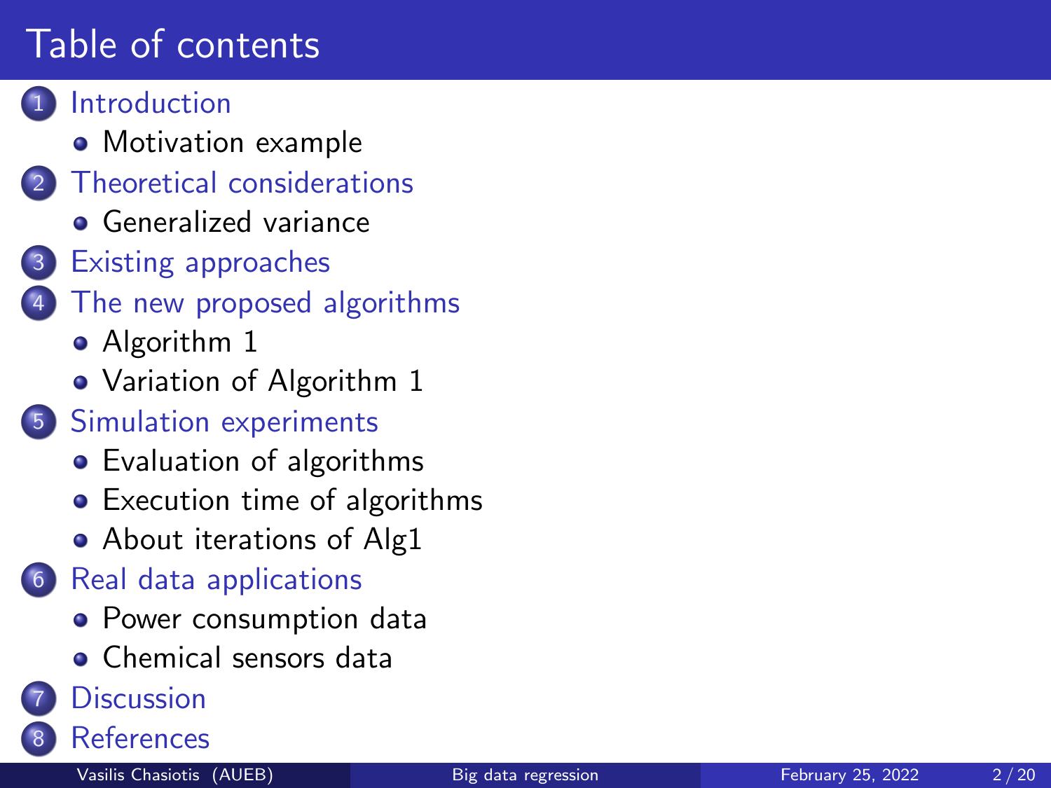# Table of contents

1. Introduction
   - Motivation example
2. Theoretical considerations
   - Generalized variance
3. Existing approaches
4. The new proposed algorithms
   - Algorithm 1
   - Variation of Algorithm 1
5. Simulation experiments
   - Evaluation of algorithms
   - Execution time of algorithms
   - About iterations of Alg1
6. Real data applications
   - Power consumption data
   - Chemical sensors data
7. Discussion
8. References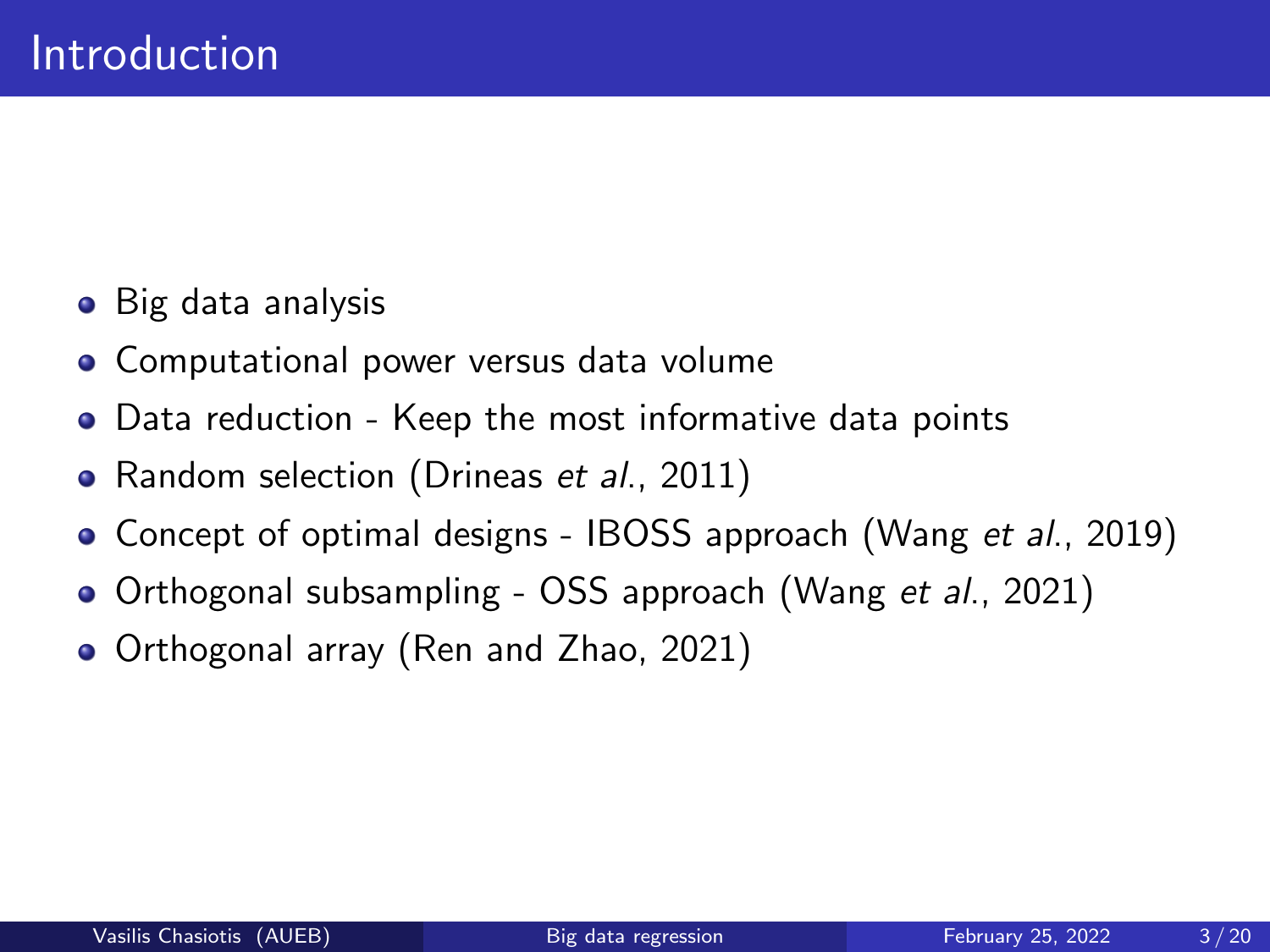# Introduction

- Big data analysis
- Computational power versus data volume
- Data reduction - Keep the most informative data points
- Random selection (Drineas *et al.*, 2011)
- Concept of optimal designs - IBOSS approach (Wang *et al.*, 2019)
- Orthogonal subsampling - OSS approach (Wang *et al.*, 2021)
- Orthogonal array (Ren and Zhao, 2021)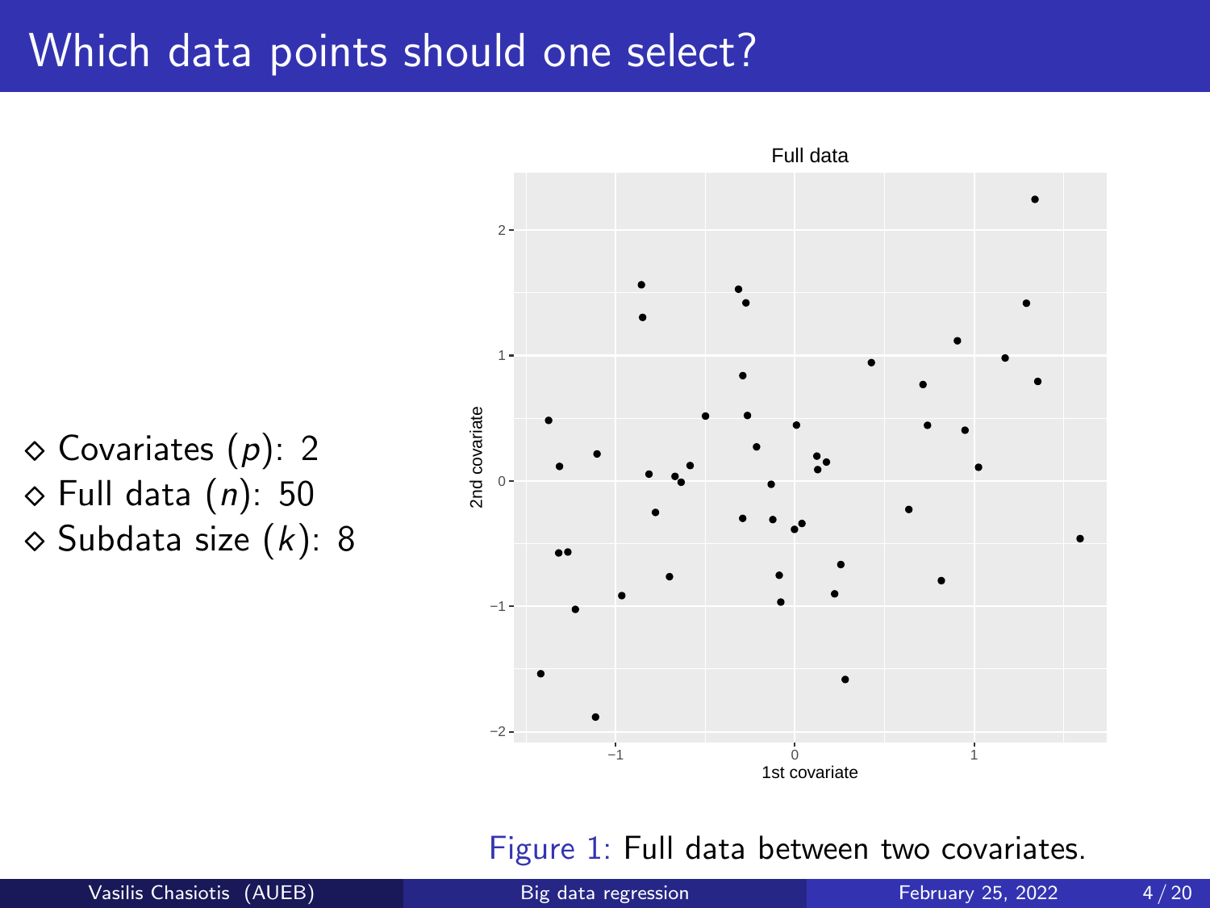# Which data points should one select?

- ◇ Covariates ($p$): 2
- ◇ Full data ($n$): 50
- ◇ Subdata size ($k$): 8

Figure 1: Full data between two covariates.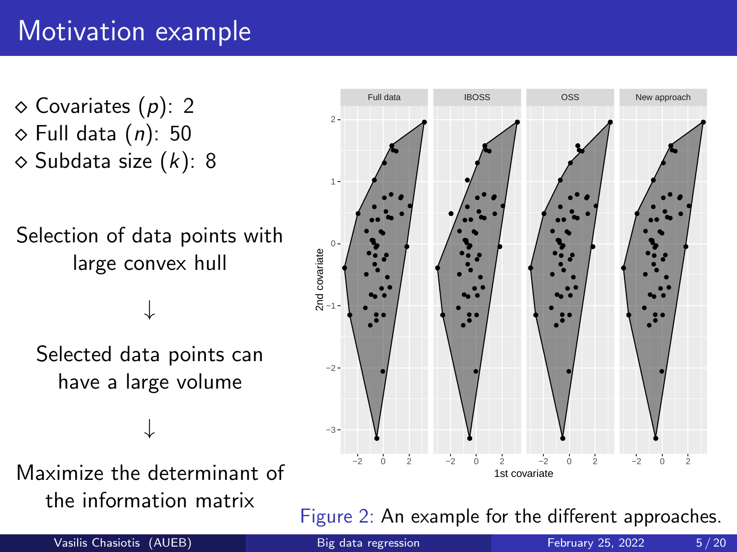# Motivation example

- ◇ Covariates ($p$): 2
- ◇ Full data ($n$): 50
- ◇ Subdata size ($k$): 8

Selection of data points with large convex hull

↓

Selected data points can have a large volume

↓

Maximize the determinant of the information matrix

Figure 2: An example for the different approaches.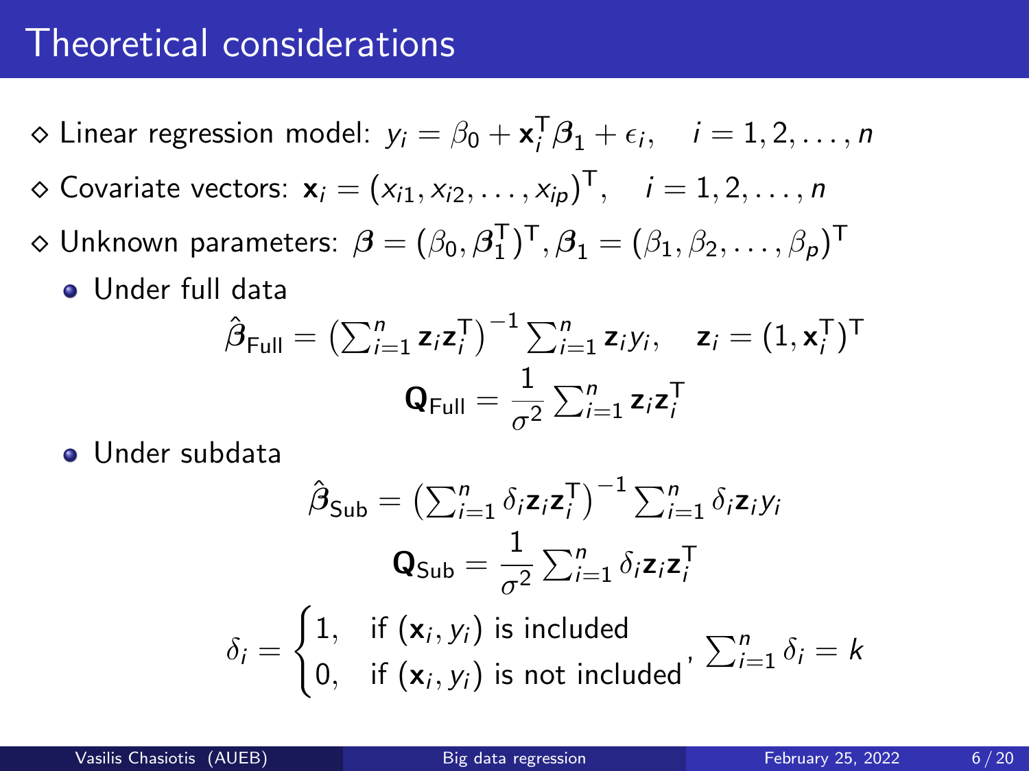# Theoretical considerations

- ◇ Linear regression model: $y_i = \beta_0 + \mathbf{x}_i^\mathsf{T}\boldsymbol{\beta}_1 + \epsilon_i, \quad i = 1, 2, \ldots, n$
- ◇ Covariate vectors: $\mathbf{x}_i = (x_{i1}, x_{i2}, \ldots, x_{ip})^\mathsf{T}, \quad i = 1, 2, \ldots, n$
- ◇ Unknown parameters: $\boldsymbol{\beta} = (\beta_0, \boldsymbol{\beta}_1^\mathsf{T})^\mathsf{T}, \boldsymbol{\beta}_1 = (\beta_1, \beta_2, \ldots, \beta_p)^\mathsf{T}$
  - Under full data

$$\hat{\boldsymbol{\beta}}_{\text{Full}} = \left(\sum_{i=1}^n \mathbf{z}_i \mathbf{z}_i^\mathsf{T}\right)^{-1} \sum_{i=1}^n \mathbf{z}_i y_i, \quad \mathbf{z}_i = (1, \mathbf{x}_i^\mathsf{T})^\mathsf{T}$$

$$\mathbf{Q}_{\text{Full}} = \frac{1}{\sigma^2} \sum_{i=1}^n \mathbf{z}_i \mathbf{z}_i^\mathsf{T}$$

  - Under subdata

$$\hat{\boldsymbol{\beta}}_{\text{Sub}} = \left(\sum_{i=1}^n \delta_i \mathbf{z}_i \mathbf{z}_i^\mathsf{T}\right)^{-1} \sum_{i=1}^n \delta_i \mathbf{z}_i y_i$$

$$\mathbf{Q}_{\text{Sub}} = \frac{1}{\sigma^2} \sum_{i=1}^n \delta_i \mathbf{z}_i \mathbf{z}_i^\mathsf{T}$$

$$\delta_i = \begin{cases} 1, & \text{if } (\mathbf{x}_i, y_i) \text{ is included} \\ 0, & \text{if } (\mathbf{x}_i, y_i) \text{ is not included} \end{cases}, \ \sum_{i=1}^n \delta_i = k$$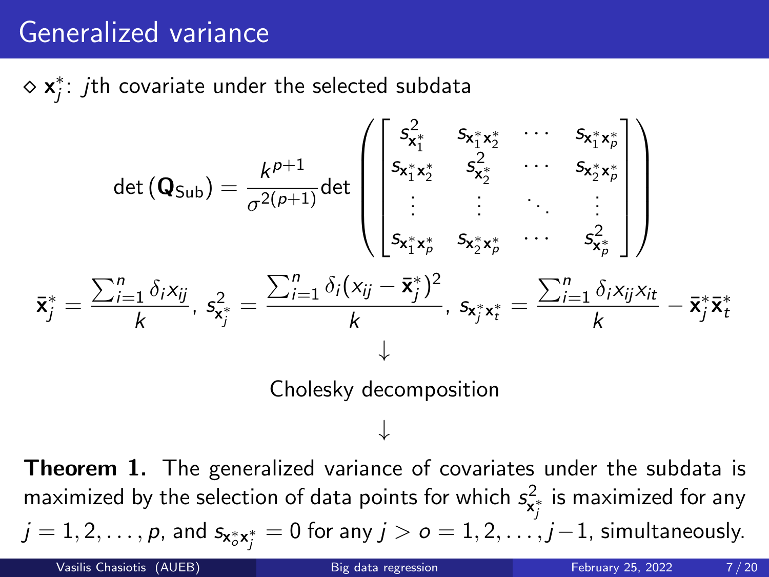# Generalized variance

◇ $\mathbf{x}_j^*$: $j$th covariate under the selected subdata

$$\det\left(\mathbf{Q}_{\text{Sub}}\right) = \frac{k^{p+1}}{\sigma^{2(p+1)}} \det\left( \begin{bmatrix} s^2_{\mathbf{x}_1^*} & s_{\mathbf{x}_1^*\mathbf{x}_2^*} & \cdots & s_{\mathbf{x}_1^*\mathbf{x}_p^*} \\ s_{\mathbf{x}_1^*\mathbf{x}_2^*} & s^2_{\mathbf{x}_2^*} & \cdots & s_{\mathbf{x}_2^*\mathbf{x}_p^*} \\ \vdots & \vdots & \ddots & \vdots \\ s_{\mathbf{x}_1^*\mathbf{x}_p^*} & s_{\mathbf{x}_2^*\mathbf{x}_p^*} & \cdots & s^2_{\mathbf{x}_p^*} \end{bmatrix} \right)$$

$$\bar{\mathbf{x}}_j^* = \frac{\sum_{i=1}^n \delta_i x_{ij}}{k},\ s^2_{\mathbf{x}_j^*} = \frac{\sum_{i=1}^n \delta_i (x_{ij} - \bar{\mathbf{x}}_j^*)^2}{k},\ s_{\mathbf{x}_j^*\mathbf{x}_t^*} = \frac{\sum_{i=1}^n \delta_i x_{ij} x_{it}}{k} - \bar{\mathbf{x}}_j^* \bar{\mathbf{x}}_t^*$$

↓

Cholesky decomposition

↓

**Theorem 1.** The generalized variance of covariates under the subdata is maximized by the selection of data points for which $s^2_{\mathbf{x}_j^*}$ is maximized for any $j = 1, 2, \ldots, p$, and $s_{\mathbf{x}_o^*\mathbf{x}_j^*} = 0$ for any $j > o = 1, 2, \ldots, j-1$, simultaneously.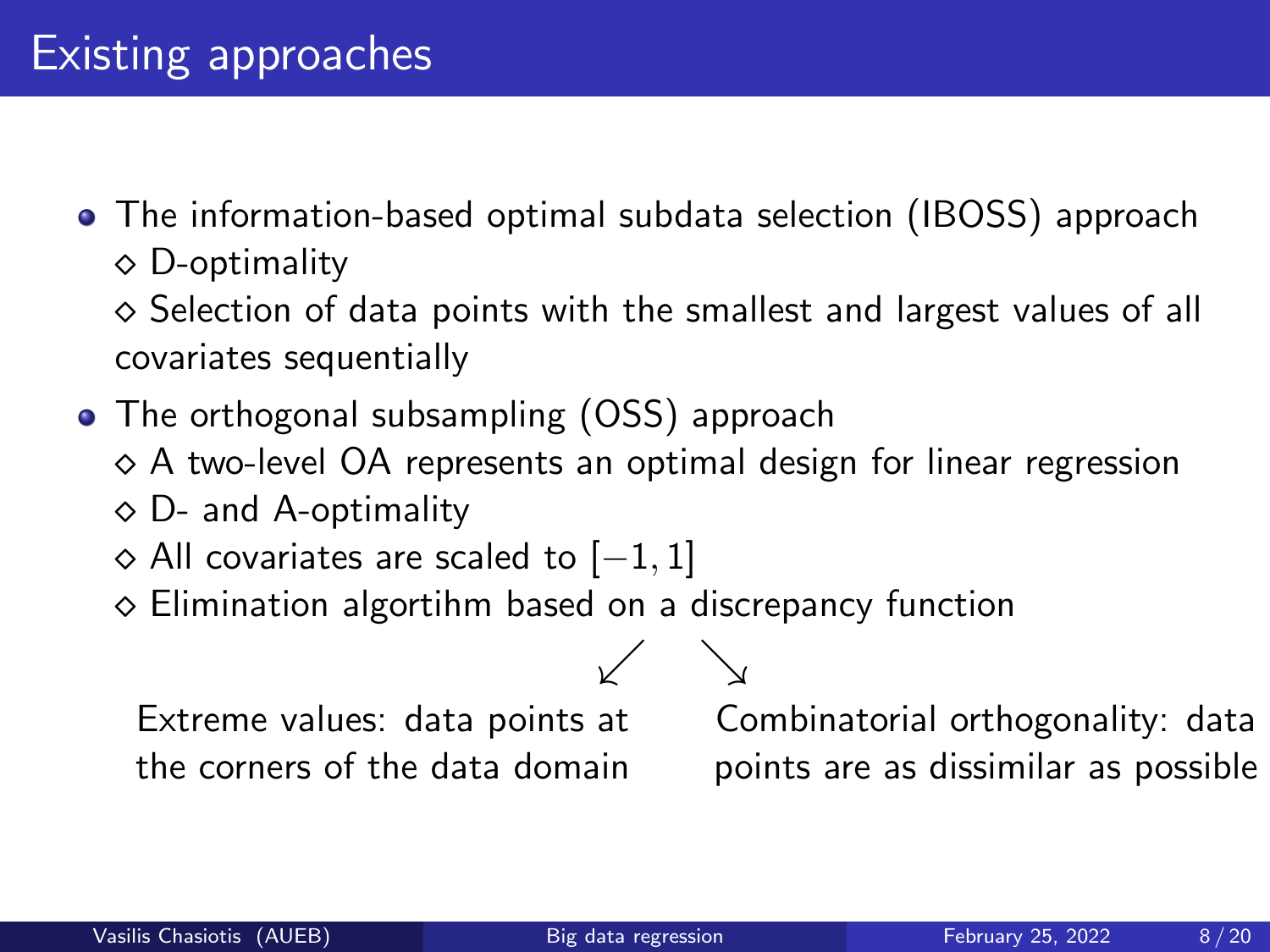# Existing approaches

- The information-based optimal subdata selection (IBOSS) approach
  - ◇ D-optimality
  - ◇ Selection of data points with the smallest and largest values of all covariates sequentially
- The orthogonal subsampling (OSS) approach
  - ◇ A two-level OA represents an optimal design for linear regression
  - ◇ D- and A-optimality
  - ◇ All covariates are scaled to $[-1, 1]$
  - ◇ Elimination algortihm based on a discrepancy function

↙ Extreme values: data points at the corners of the data domain

↘ Combinatorial orthogonality: data points are as dissimilar as possible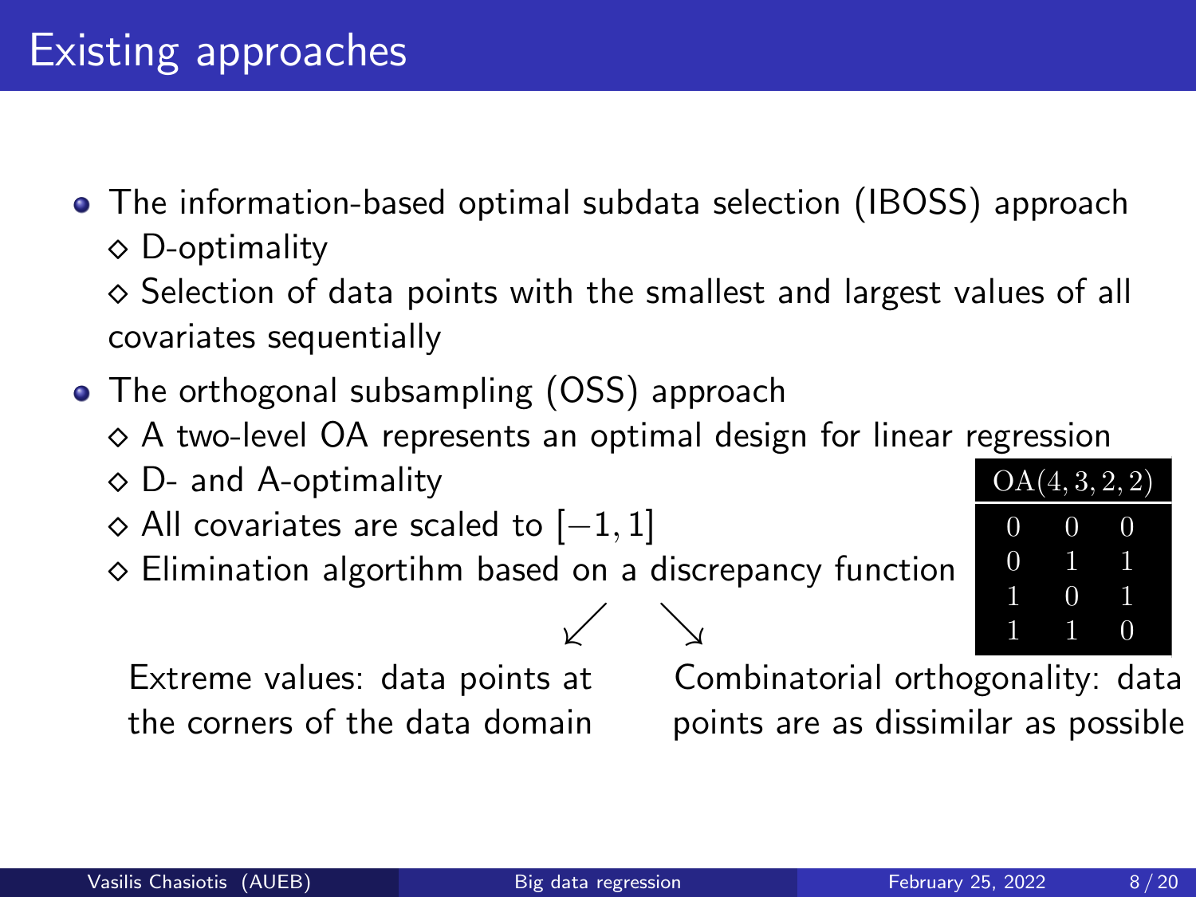# Existing approaches

- The information-based optimal subdata selection (IBOSS) approach
  - ◇ D-optimality
  - ◇ Selection of data points with the smallest and largest values of all covariates sequentially
- The orthogonal subsampling (OSS) approach
  - ◇ A two-level OA represents an optimal design for linear regression
  - ◇ D- and A-optimality
  - ◇ All covariates are scaled to $[-1, 1]$
  - ◇ Elimination algortihm based on a discrepancy function

| $\mathrm{OA}(4, 3, 2, 2)$ | | |
|---|---|---|
| 0 | 0 | 0 |
| 0 | 1 | 1 |
| 1 | 0 | 1 |
| 1 | 1 | 0 |

↙ Extreme values: data points at the corners of the data domain

↘ Combinatorial orthogonality: data points are as dissimilar as possible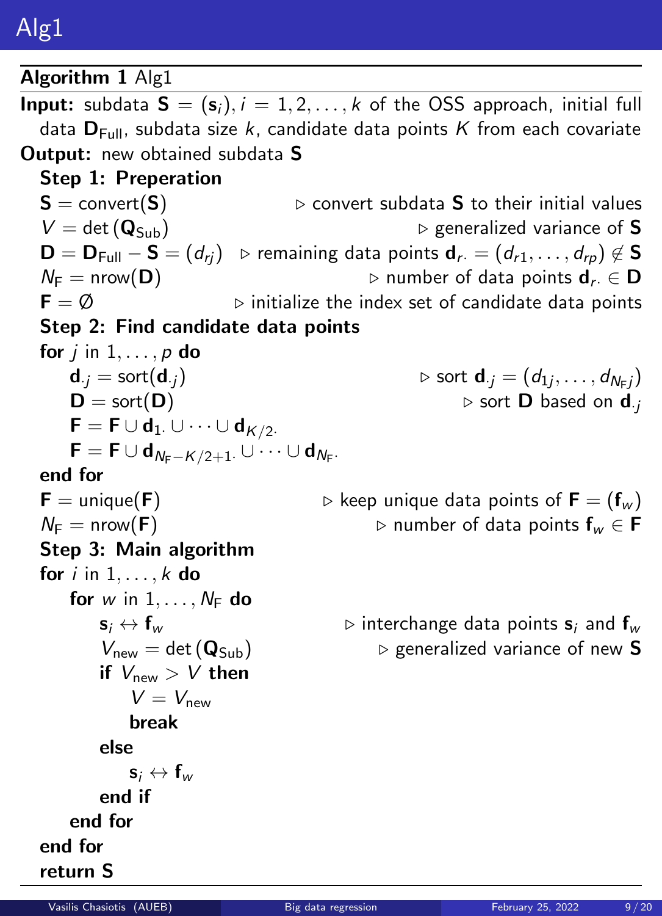# Alg1

**Algorithm 1** Alg1

**Input:** subdata $\mathbf{S} = (\mathbf{s}_i), i = 1, 2, \ldots, k$ of the OSS approach, initial full data $\mathbf{D}_{\text{Full}}$, subdata size $k$, candidate data points $K$ from each covariate

**Output:** new obtained subdata $\mathbf{S}$

**Step 1: Preperation**

```
S = convert(S)                 ▷ convert subdata S to their initial values
V = det(Q_Sub)                 ▷ generalized variance of S
D = D_Full − S = (d_rj)        ▷ remaining data points d_r. = (d_r1, ..., d_rp) ∉ S
N_F = nrow(D)                  ▷ number of data points d_r. ∈ D
F = ∅                          ▷ initialize the index set of candidate data points
```

- $\mathbf{S} = \text{convert}(\mathbf{S})$ ▷ convert subdata $\mathbf{S}$ to their initial values
- $V = \det(\mathbf{Q}_{\text{Sub}})$ ▷ generalized variance of $\mathbf{S}$
- $\mathbf{D} = \mathbf{D}_{\text{Full}} - \mathbf{S} = (d_{rj})$ ▷ remaining data points $\mathbf{d}_{r\cdot} = (d_{r1}, \ldots, d_{rp}) \notin \mathbf{S}$
- $N_{\text{F}} = \text{nrow}(\mathbf{D})$ ▷ number of data points $\mathbf{d}_{r\cdot} \in \mathbf{D}$
- $\mathbf{F} = \emptyset$ ▷ initialize the index set of candidate data points

**Step 2: Find candidate data points**

**for** $j$ in $1, \ldots, p$ **do**

- $\mathbf{d}_{\cdot j} = \text{sort}(\mathbf{d}_{\cdot j})$ ▷ sort $\mathbf{d}_{\cdot j} = (d_{1j}, \ldots, d_{N_{\text{F}}j})$
- $\mathbf{D} = \text{sort}(\mathbf{D})$ ▷ sort $\mathbf{D}$ based on $\mathbf{d}_{\cdot j}$
- $\mathbf{F} = \mathbf{F} \cup \mathbf{d}_{1\cdot} \cup \cdots \cup \mathbf{d}_{K/2\cdot}$
- $\mathbf{F} = \mathbf{F} \cup \mathbf{d}_{N_{\text{F}}-K/2+1\cdot} \cup \cdots \cup \mathbf{d}_{N_{\text{F}}\cdot}$

**end for**

- $\mathbf{F} = \text{unique}(\mathbf{F})$ ▷ keep unique data points of $\mathbf{F} = (\mathbf{f}_w)$
- $N_{\text{F}} = \text{nrow}(\mathbf{F})$ ▷ number of data points $\mathbf{f}_w \in \mathbf{F}$

**Step 3: Main algorithm**

**for** $i$ in $1, \ldots, k$ **do**

  **for** $w$ in $1, \ldots, N_{\text{F}}$ **do**

  - $\mathbf{s}_i \leftrightarrow \mathbf{f}_w$ ▷ interchange data points $\mathbf{s}_i$ and $\mathbf{f}_w$
  - $V_{\text{new}} = \det(\mathbf{Q}_{\text{Sub}})$ ▷ generalized variance of new $\mathbf{S}$
  - **if** $V_{\text{new}} > V$ **then**
    - $V = V_{\text{new}}$
    - **break**
  - **else**
    - $\mathbf{s}_i \leftrightarrow \mathbf{f}_w$
  - **end if**

  **end for**

**end for**

**return S**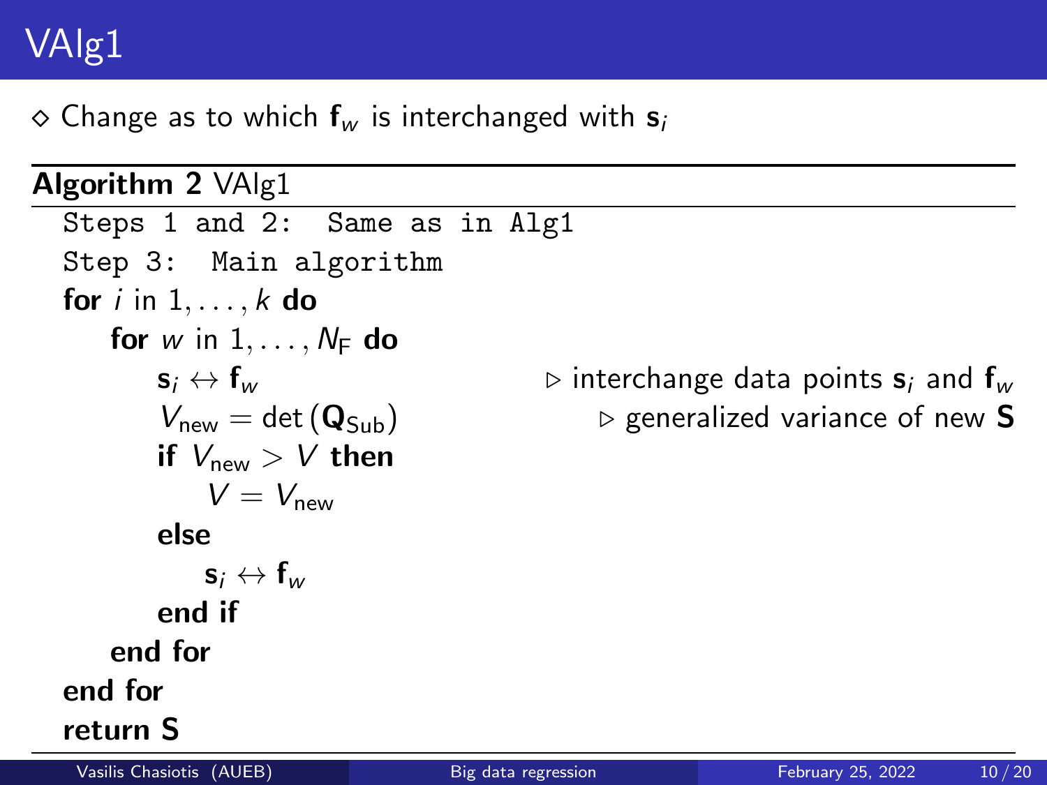# VAlg1

$\diamond$ Change as to which $\mathbf{f}_w$ is interchanged with $\mathbf{s}_i$

**Algorithm 2** VAlg1

```
Steps 1 and 2:  Same as in Alg1
Step 3:  Main algorithm
for i in 1, ..., k do
    for w in 1, ..., N_F do
        s_i ↔ f_w                    ▷ interchange data points s_i and f_w
        V_new = det(Q_Sub)           ▷ generalized variance of new S
        if V_new > V then
            V = V_new
        else
            s_i ↔ f_w
        end if
    end for
end for
return S
```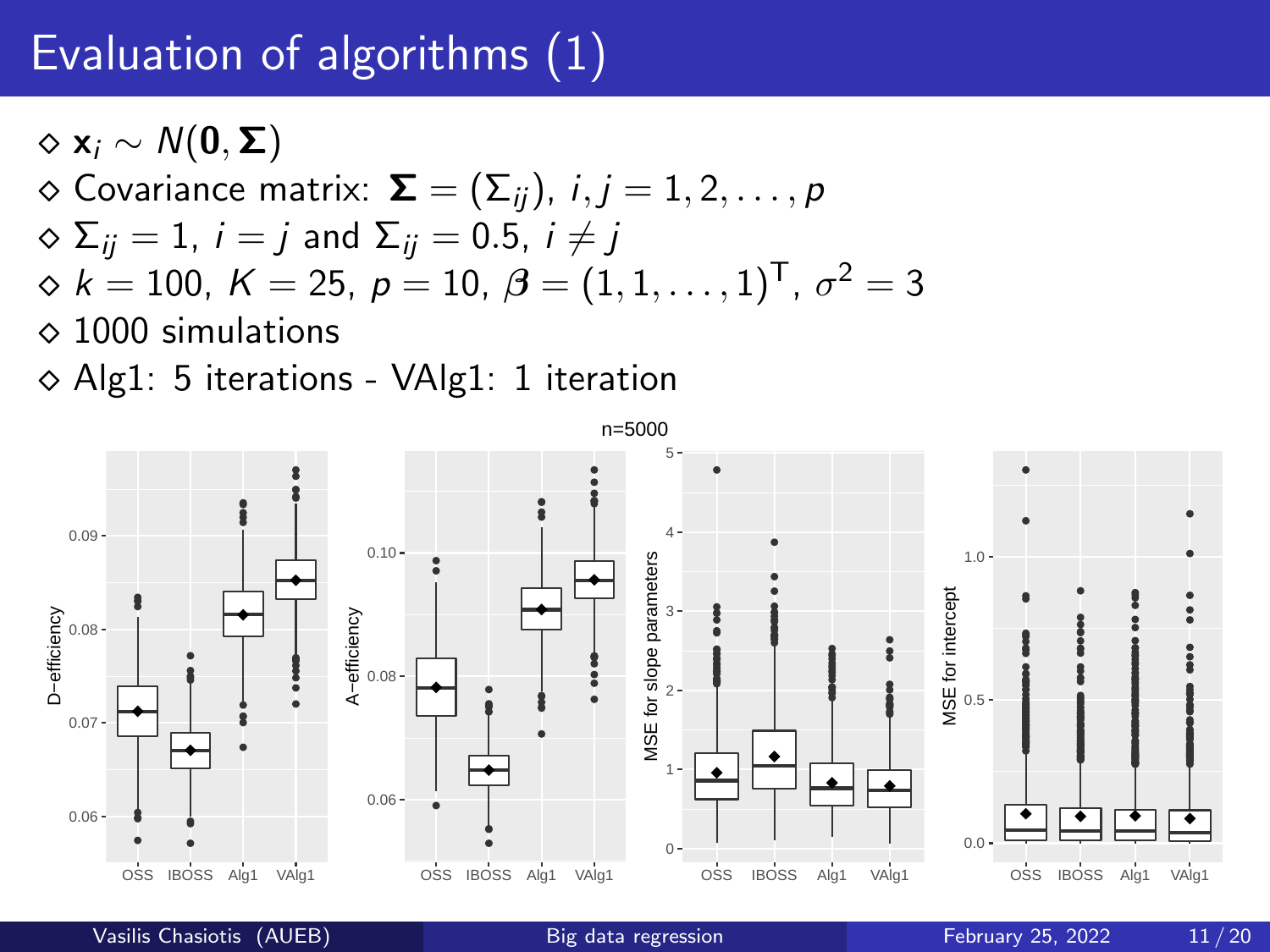# Evaluation of algorithms (1)

- $\mathbf{x}_i \sim N(\mathbf{0}, \mathbf{\Sigma})$
- Covariance matrix: $\mathbf{\Sigma} = (\Sigma_{ij})$, $i, j = 1, 2, \ldots, p$
- $\Sigma_{ij} = 1$, $i = j$ and $\Sigma_{ij} = 0.5$, $i \neq j$
- $k = 100$, $K = 25$, $p = 10$, $\boldsymbol{\beta} = (1, 1, \ldots, 1)^{\mathsf{T}}$, $\sigma^2 = 3$
- 1000 simulations
- Alg1: 5 iterations - VAlg1: 1 iteration

n=5000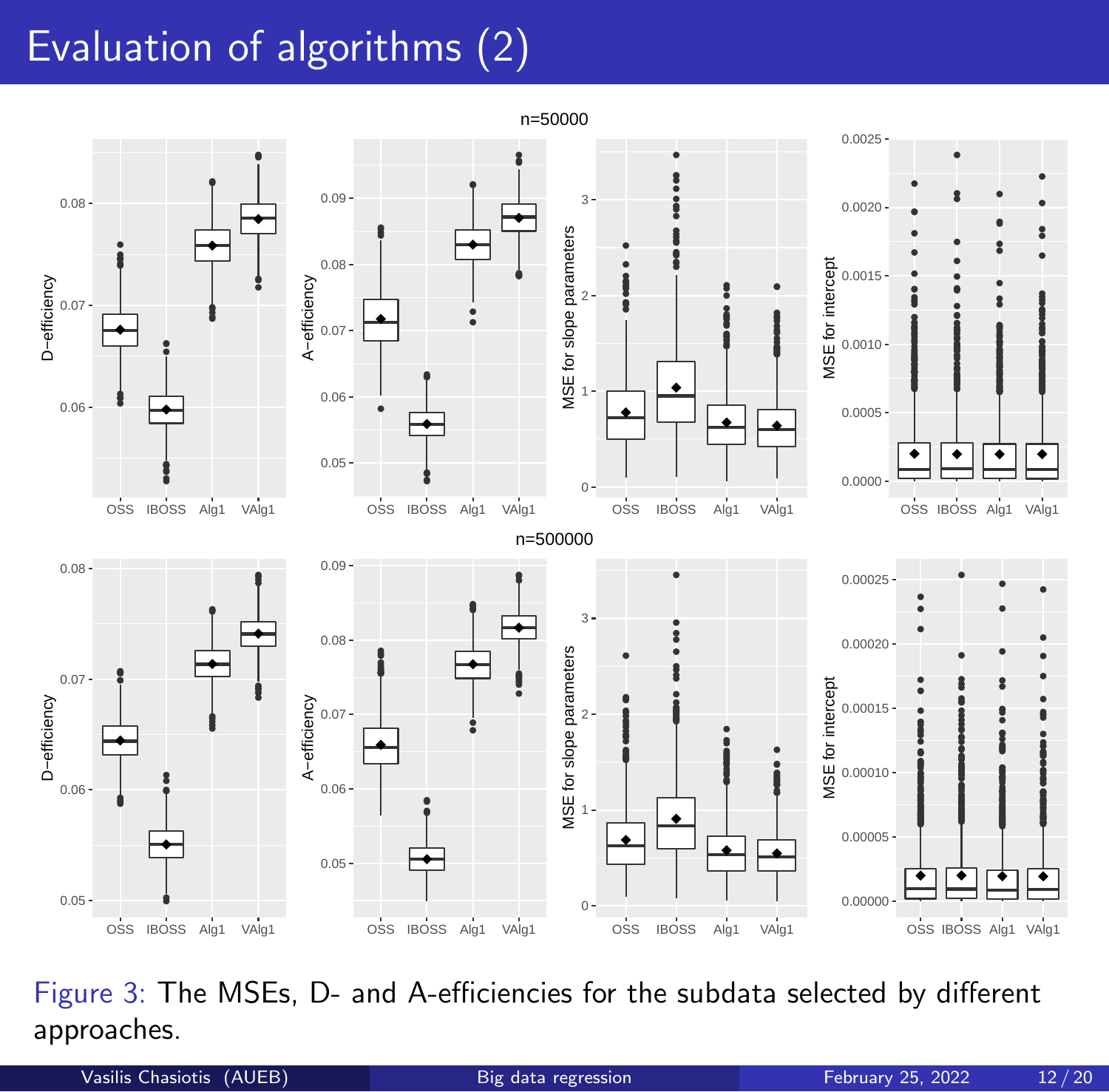# Evaluation of algorithms (2)

Figure 3: The MSEs, D- and A-efficiencies for the subdata selected by different approaches.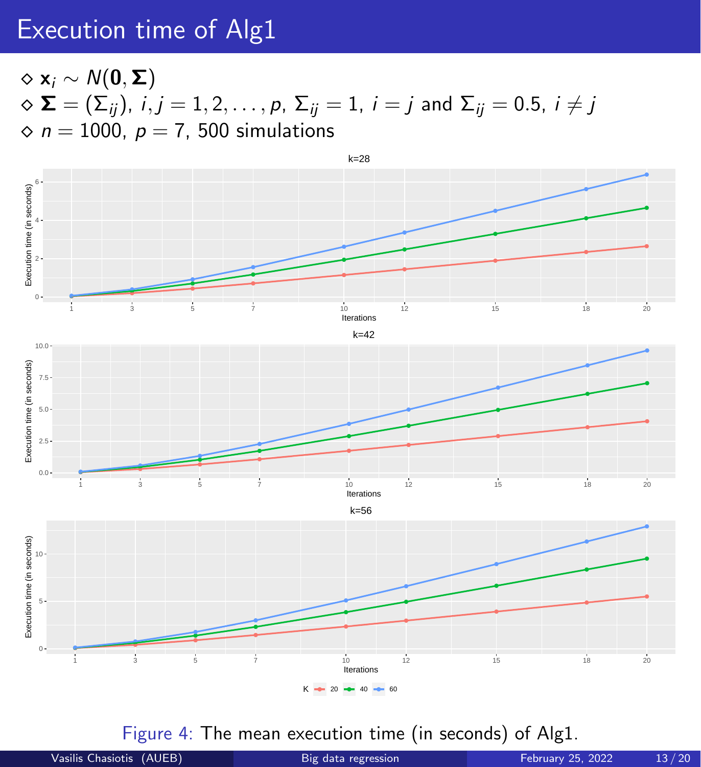# Execution time of Alg1

- $\mathbf{x}_i \sim N(\mathbf{0}, \mathbf{\Sigma})$
- $\mathbf{\Sigma} = (\Sigma_{ij}),\ i,j = 1,2,\ldots,p,\ \Sigma_{ij} = 1,\ i = j$ and $\Sigma_{ij} = 0.5,\ i \neq j$
- $n = 1000,\ p = 7$, 500 simulations

Figure 4: The mean execution time (in seconds) of Alg1.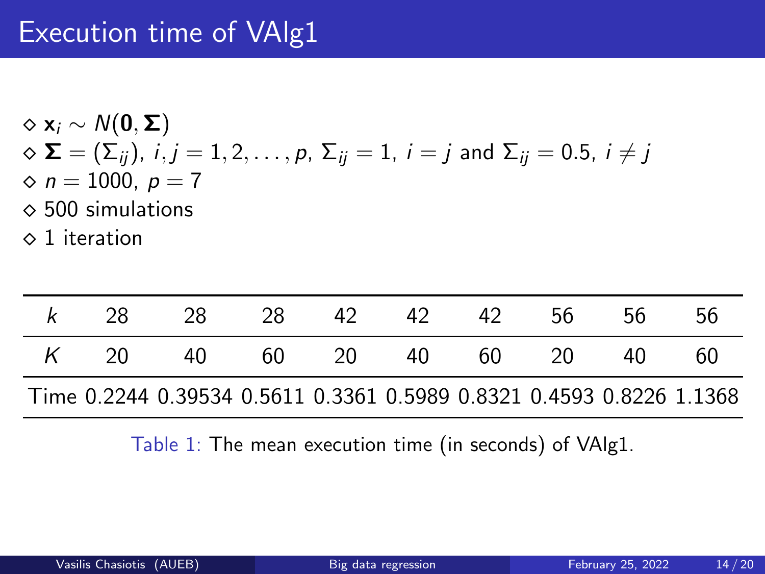# Execution time of VAlg1

- $\diamond$ $\mathbf{x}_i \sim N(\mathbf{0}, \mathbf{\Sigma})$
- $\diamond$ $\mathbf{\Sigma} = (\Sigma_{ij})$, $i, j = 1, 2, \ldots, p$, $\Sigma_{ij} = 1$, $i = j$ and $\Sigma_{ij} = 0.5$, $i \neq j$
- $\diamond$ $n = 1000$, $p = 7$
- $\diamond$ 500 simulations
- $\diamond$ 1 iteration

| $k$ | 28 | 28 | 28 | 42 | 42 | 42 | 56 | 56 | 56 |
|---|---|---|---|---|---|---|---|---|---|
| $K$ | 20 | 40 | 60 | 20 | 40 | 60 | 20 | 40 | 60 |
| Time | 0.2244 | 0.39534 | 0.5611 | 0.3361 | 0.5989 | 0.8321 | 0.4593 | 0.8226 | 1.1368 |

Table 1: The mean execution time (in seconds) of VAlg1.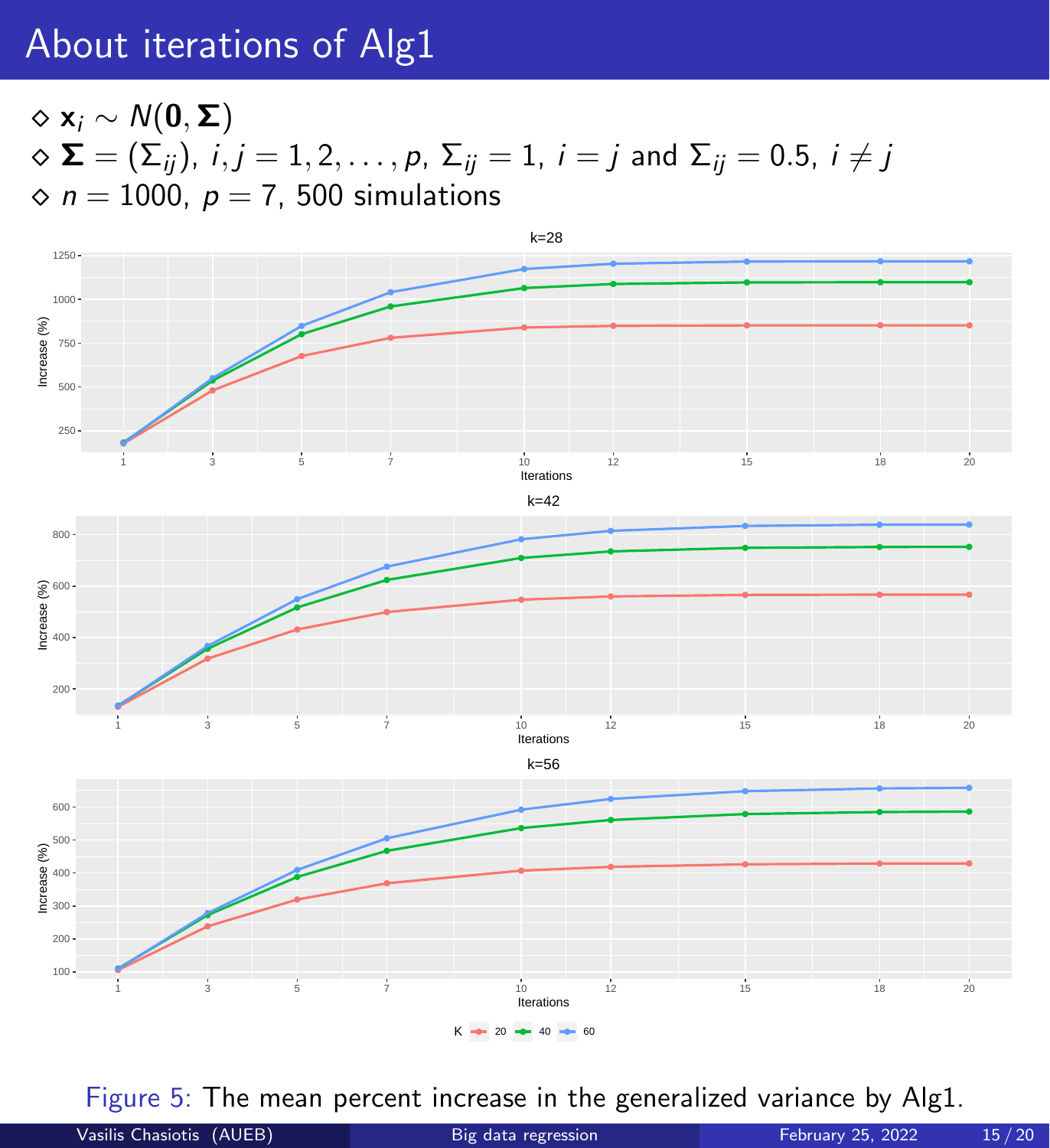# About iterations of Alg1

- $\mathbf{x}_i \sim N(\mathbf{0}, \mathbf{\Sigma})$
- $\mathbf{\Sigma} = (\Sigma_{ij})$, $i, j = 1, 2, \ldots, p$, $\Sigma_{ij} = 1$, $i = j$ and $\Sigma_{ij} = 0.5$, $i \neq j$
- $n = 1000$, $p = 7$, 500 simulations

Figure 5: The mean percent increase in the generalized variance by Alg1.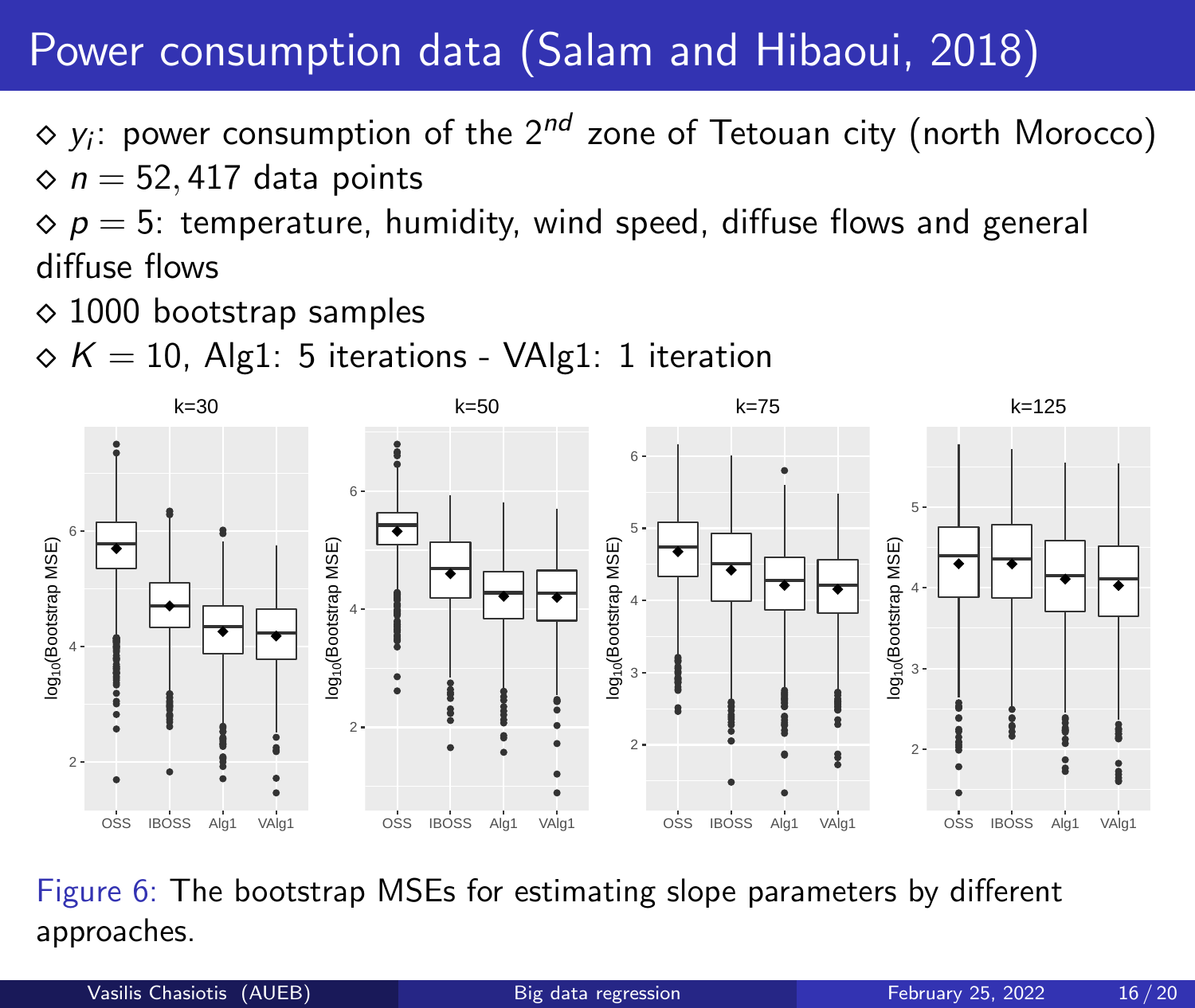# Power consumption data (Salam and Hibaoui, 2018)

- $y_i$: power consumption of the $2^{nd}$ zone of Tetouan city (north Morocco)
- $n = 52,417$ data points
- $p = 5$: temperature, humidity, wind speed, diffuse flows and general diffuse flows
- 1000 bootstrap samples
- $K = 10$, Alg1: 5 iterations - VAlg1: 1 iteration

Figure 6: The bootstrap MSEs for estimating slope parameters by different approaches.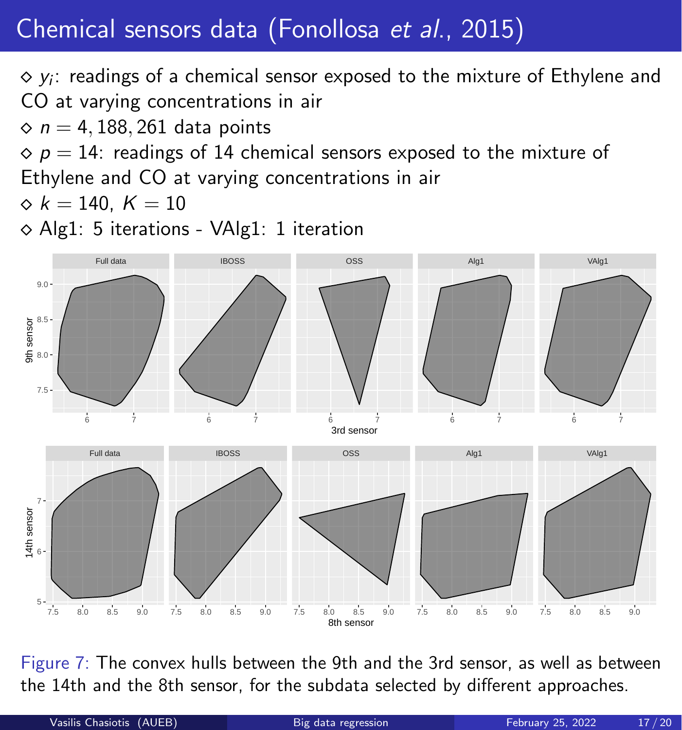# Chemical sensors data (Fonollosa *et al.*, 2015)

- $y_i$: readings of a chemical sensor exposed to the mixture of Ethylene and CO at varying concentrations in air
- $n = 4,188,261$ data points
- $p = 14$: readings of 14 chemical sensors exposed to the mixture of Ethylene and CO at varying concentrations in air
- $k = 140$, $K = 10$
- Alg1: 5 iterations - VAlg1: 1 iteration

Figure 7: The convex hulls between the 9th and the 3rd sensor, as well as between the 14th and the 8th sensor, for the subdata selected by different approaches.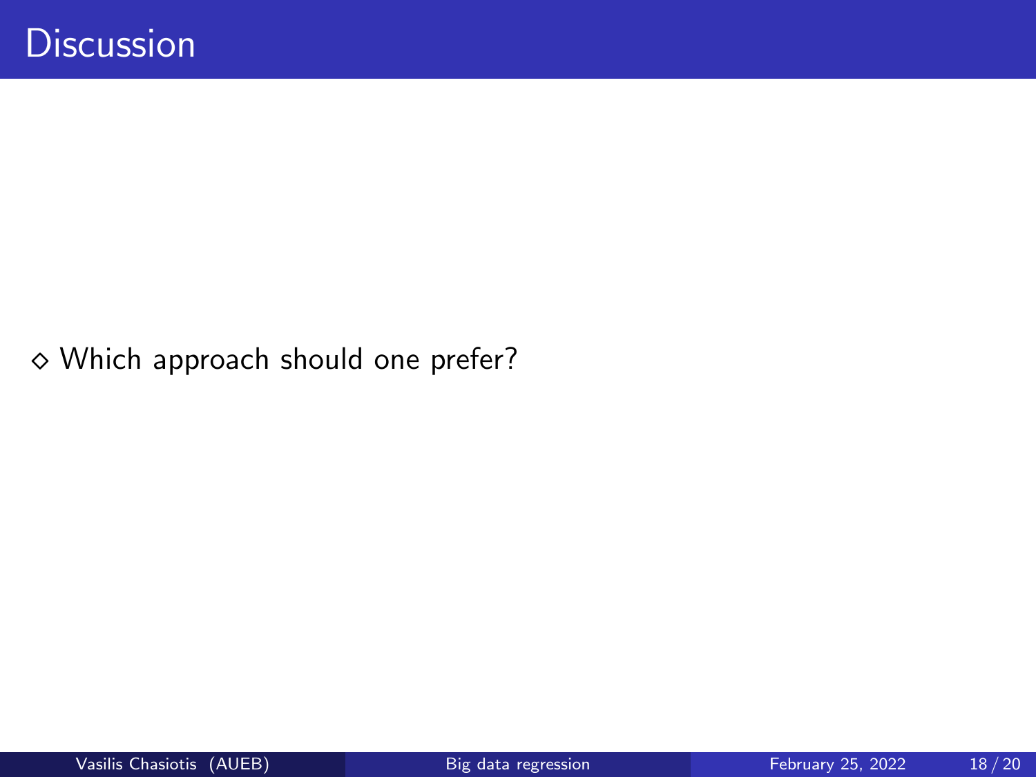# Discussion

$\diamond$ Which approach should one prefer?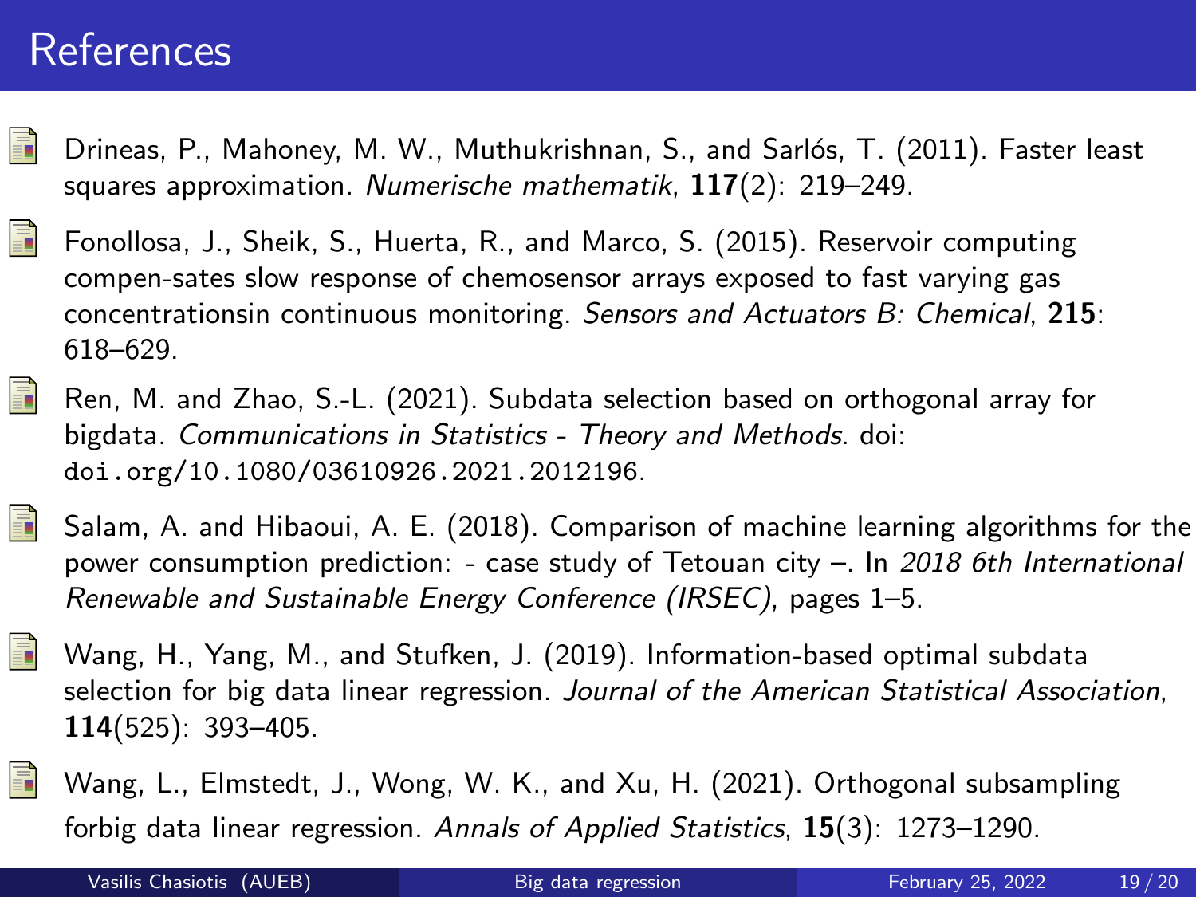# References

- Drineas, P., Mahoney, M. W., Muthukrishnan, S., and Sarlós, T. (2011). Faster least squares approximation. *Numerische mathematik*, **117**(2): 219–249.

- Fonollosa, J., Sheik, S., Huerta, R., and Marco, S. (2015). Reservoir computing compen-sates slow response of chemosensor arrays exposed to fast varying gas concentrationsin continuous monitoring. *Sensors and Actuators B: Chemical*, **215**: 618–629.

- Ren, M. and Zhao, S.-L. (2021). Subdata selection based on orthogonal array for bigdata. *Communications in Statistics - Theory and Methods*. doi: `doi.org/10.1080/03610926.2021.2012196`.

- Salam, A. and Hibaoui, A. E. (2018). Comparison of machine learning algorithms for the power consumption prediction: - case study of Tetouan city –. In *2018 6th International Renewable and Sustainable Energy Conference (IRSEC)*, pages 1–5.

- Wang, H., Yang, M., and Stufken, J. (2019). Information-based optimal subdata selection for big data linear regression. *Journal of the American Statistical Association*, **114**(525): 393–405.

- Wang, L., Elmstedt, J., Wong, W. K., and Xu, H. (2021). Orthogonal subsampling forbig data linear regression. *Annals of Applied Statistics*, **15**(3): 1273–1290.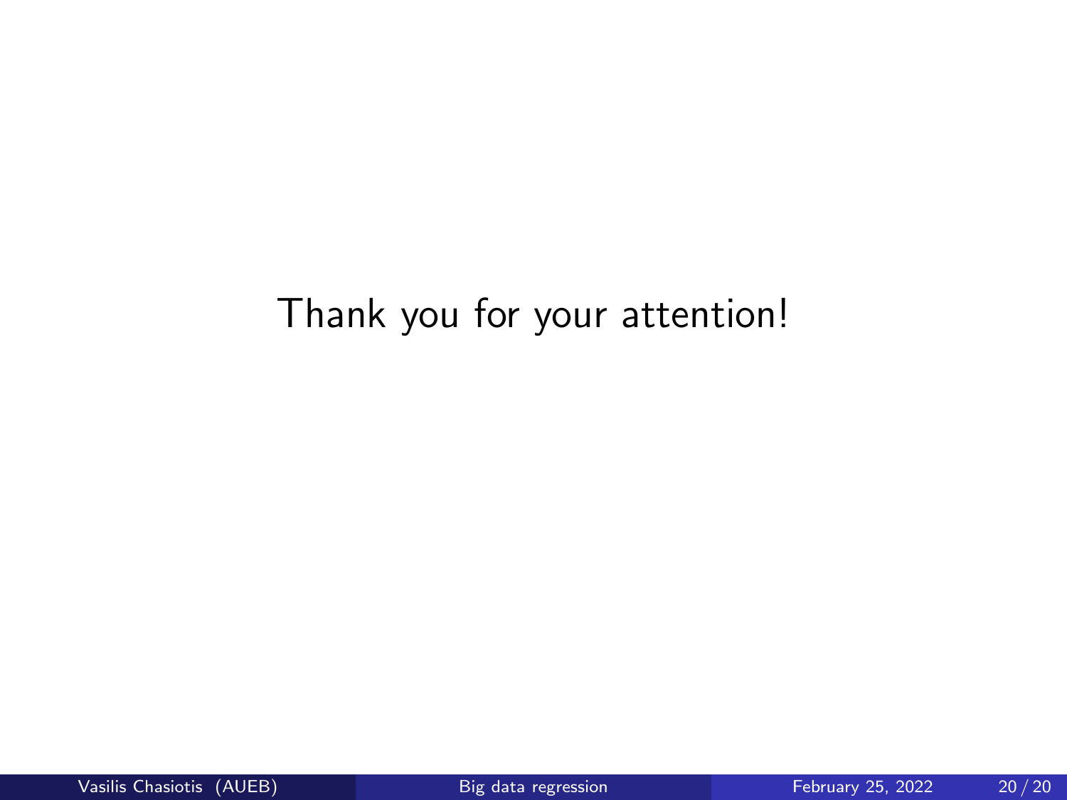Thank you for your attention!